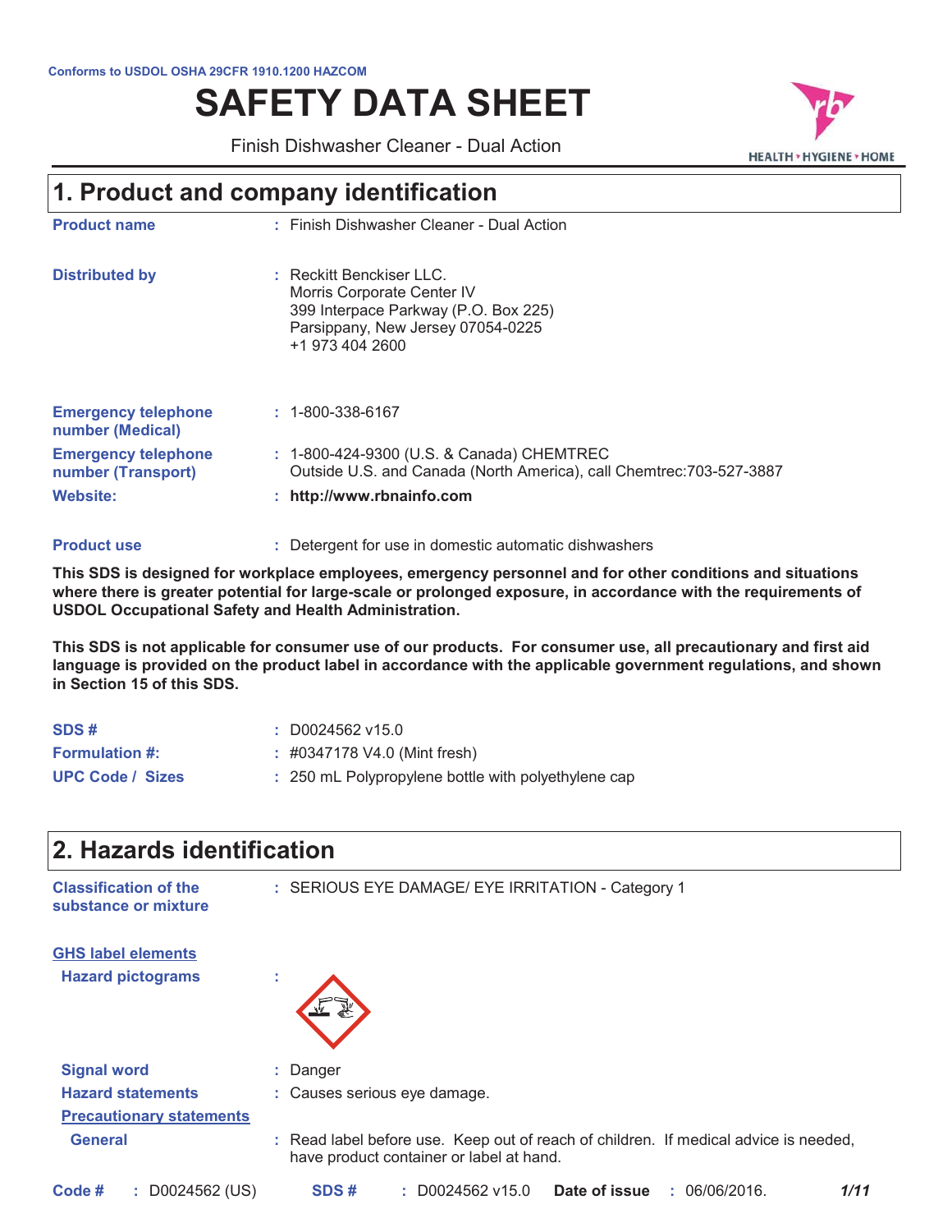Conforms to USDOL OSHA 29CFR 1910.1200 HAZCOM

# SAFETY DATA SHEET

Finish Dishwasher Cleaner - Dual Action

## 1. Product and company identification

| | |
|---|---|
| **Product name** | : Finish Dishwasher Cleaner - Dual Action |
| **Distributed by** | : Reckitt Benckiser LLC.<br>Morris Corporate Center IV<br>399 Interpace Parkway (P.O. Box 225)<br>Parsippany, New Jersey 07054-0225<br>+1 973 404 2600 |
| **Emergency telephone number (Medical)** | : 1-800-338-6167 |
| **Emergency telephone number (Transport)** | : 1-800-424-9300 (U.S. & Canada) CHEMTREC<br>Outside U.S. and Canada (North America), call Chemtrec:703-527-3887 |
| **Website:** | : **http://www.rbnainfo.com** |
| **Product use** | : Detergent for use in domestic automatic dishwashers |

**This SDS is designed for workplace employees, emergency personnel and for other conditions and situations where there is greater potential for large-scale or prolonged exposure, in accordance with the requirements of USDOL Occupational Safety and Health Administration.**

**This SDS is not applicable for consumer use of our products. For consumer use, all precautionary and first aid language is provided on the product label in accordance with the applicable government regulations, and shown in Section 15 of this SDS.**

| | |
|---|---|
| **SDS #** | : D0024562 v15.0 |
| **Formulation #:** | : #0347178 V4.0 (Mint fresh) |
| **UPC Code / Sizes** | : 250 mL Polypropylene bottle with polyethylene cap |

## 2. Hazards identification

| | |
|---|---|
| **Classification of the substance or mixture** | : SERIOUS EYE DAMAGE/ EYE IRRITATION - Category 1 |

**GHS label elements**

| | |
|---|---|
| **Hazard pictograms** | : |
| **Signal word** | : Danger |
| **Hazard statements** | : Causes serious eye damage. |

**Precautionary statements**

| | |
|---|---|
| **General** | : Read label before use. Keep out of reach of children. If medical advice is needed, have product container or label at hand. |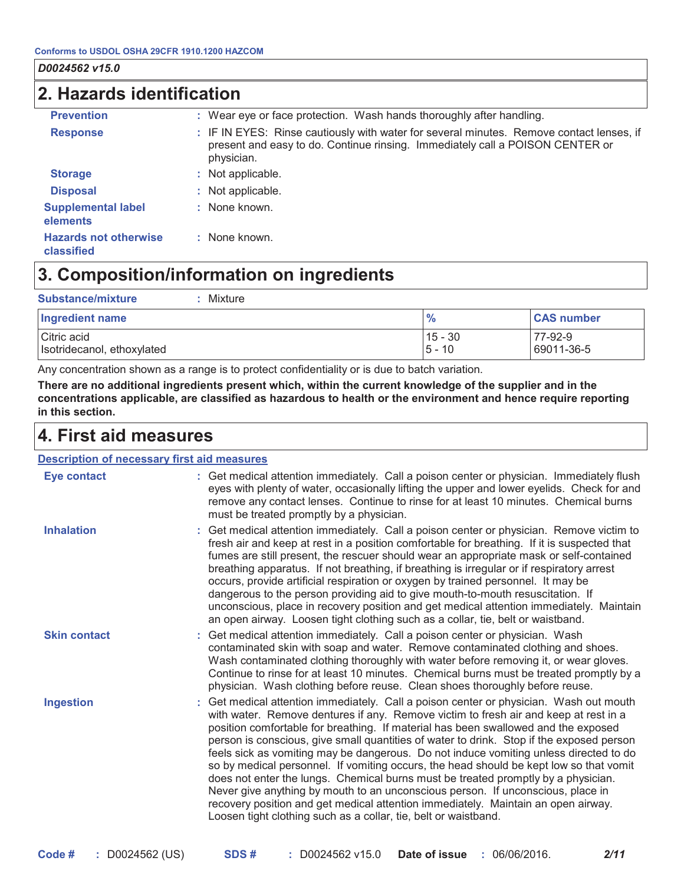## 2. Hazards identification

**Prevention** : Wear eye or face protection. Wash hands thoroughly after handling.

**Response** : IF IN EYES: Rinse cautiously with water for several minutes. Remove contact lenses, if present and easy to do. Continue rinsing. Immediately call a POISON CENTER or physician.

**Storage** : Not applicable.

**Disposal** : Not applicable.

**Supplemental label elements** : None known.

**Hazards not otherwise classified** : None known.

## 3. Composition/information on ingredients

**Substance/mixture** : Mixture

| Ingredient name | % | CAS number |
|---|---|---|
| Citric acid | 15 - 30 | 77-92-9 |
| Isotridecanol, ethoxylated | 5 - 10 | 69011-36-5 |

Any concentration shown as a range is to protect confidentiality or is due to batch variation.

**There are no additional ingredients present which, within the current knowledge of the supplier and in the concentrations applicable, are classified as hazardous to health or the environment and hence require reporting in this section.**

## 4. First aid measures

**Description of necessary first aid measures**

**Eye contact** : Get medical attention immediately. Call a poison center or physician. Immediately flush eyes with plenty of water, occasionally lifting the upper and lower eyelids. Check for and remove any contact lenses. Continue to rinse for at least 10 minutes. Chemical burns must be treated promptly by a physician.

**Inhalation** : Get medical attention immediately. Call a poison center or physician. Remove victim to fresh air and keep at rest in a position comfortable for breathing. If it is suspected that fumes are still present, the rescuer should wear an appropriate mask or self-contained breathing apparatus. If not breathing, if breathing is irregular or if respiratory arrest occurs, provide artificial respiration or oxygen by trained personnel. It may be dangerous to the person providing aid to give mouth-to-mouth resuscitation. If unconscious, place in recovery position and get medical attention immediately. Maintain an open airway. Loosen tight clothing such as a collar, tie, belt or waistband.

**Skin contact** : Get medical attention immediately. Call a poison center or physician. Wash contaminated skin with soap and water. Remove contaminated clothing and shoes. Wash contaminated clothing thoroughly with water before removing it, or wear gloves. Continue to rinse for at least 10 minutes. Chemical burns must be treated promptly by a physician. Wash clothing before reuse. Clean shoes thoroughly before reuse.

**Ingestion** : Get medical attention immediately. Call a poison center or physician. Wash out mouth with water. Remove dentures if any. Remove victim to fresh air and keep at rest in a position comfortable for breathing. If material has been swallowed and the exposed person is conscious, give small quantities of water to drink. Stop if the exposed person feels sick as vomiting may be dangerous. Do not induce vomiting unless directed to do so by medical personnel. If vomiting occurs, the head should be kept low so that vomit does not enter the lungs. Chemical burns must be treated promptly by a physician. Never give anything by mouth to an unconscious person. If unconscious, place in recovery position and get medical attention immediately. Maintain an open airway. Loosen tight clothing such as a collar, tie, belt or waistband.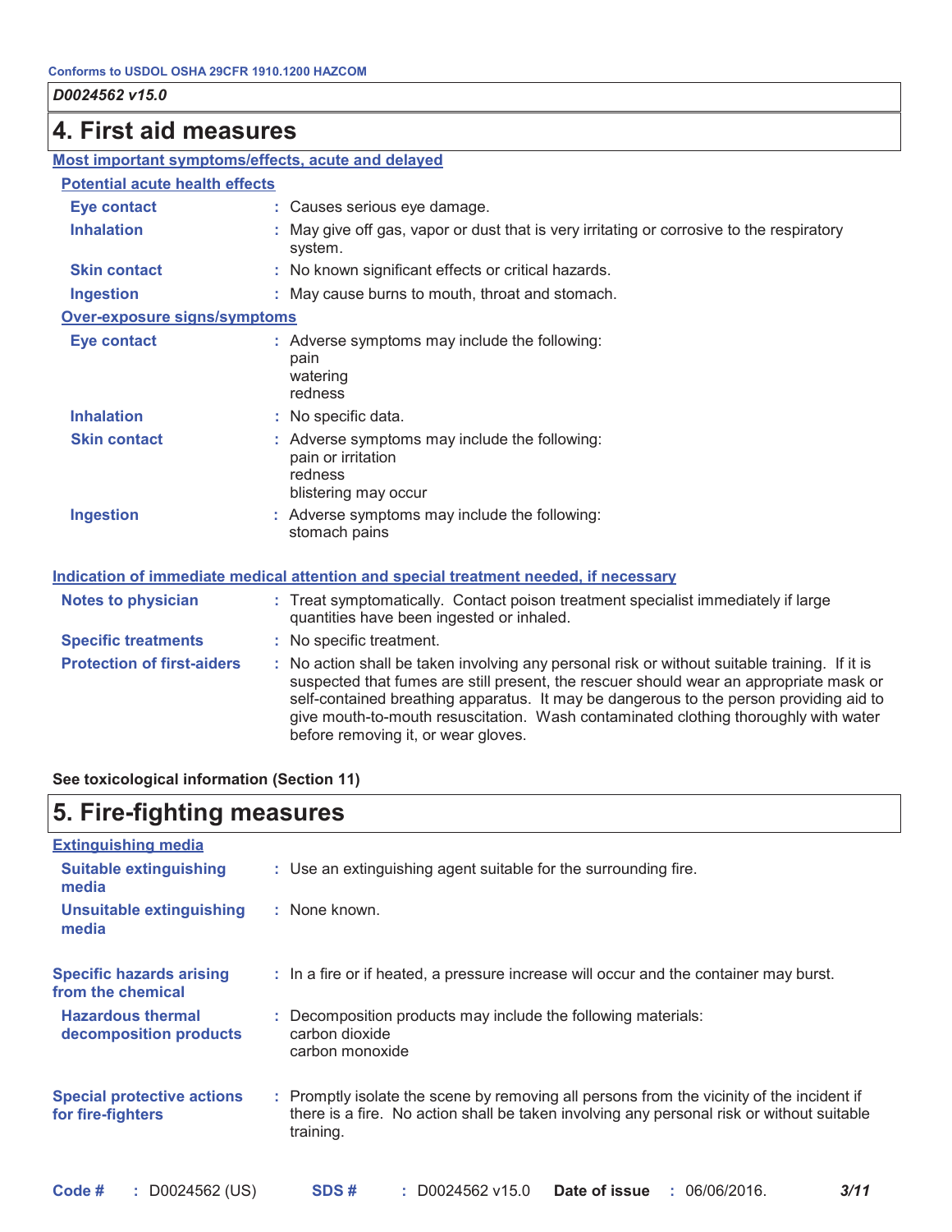## 4. First aid measures

### Most important symptoms/effects, acute and delayed

#### Potential acute health effects

| | |
|---|---|
| **Eye contact** | Causes serious eye damage. |
| **Inhalation** | May give off gas, vapor or dust that is very irritating or corrosive to the respiratory system. |
| **Skin contact** | No known significant effects or critical hazards. |
| **Ingestion** | May cause burns to mouth, throat and stomach. |

#### Over-exposure signs/symptoms

| | |
|---|---|
| **Eye contact** | Adverse symptoms may include the following:<br>pain<br>watering<br>redness |
| **Inhalation** | No specific data. |
| **Skin contact** | Adverse symptoms may include the following:<br>pain or irritation<br>redness<br>blistering may occur |
| **Ingestion** | Adverse symptoms may include the following:<br>stomach pains |

### Indication of immediate medical attention and special treatment needed, if necessary

| | |
|---|---|
| **Notes to physician** | Treat symptomatically. Contact poison treatment specialist immediately if large quantities have been ingested or inhaled. |
| **Specific treatments** | No specific treatment. |
| **Protection of first-aiders** | No action shall be taken involving any personal risk or without suitable training. If it is suspected that fumes are still present, the rescuer should wear an appropriate mask or self-contained breathing apparatus. It may be dangerous to the person providing aid to give mouth-to-mouth resuscitation. Wash contaminated clothing thoroughly with water before removing it, or wear gloves. |

**See toxicological information (Section 11)**

## 5. Fire-fighting measures

### Extinguishing media

| | |
|---|---|
| **Suitable extinguishing media** | Use an extinguishing agent suitable for the surrounding fire. |
| **Unsuitable extinguishing media** | None known. |

| | |
|---|---|
| **Specific hazards arising from the chemical** | In a fire or if heated, a pressure increase will occur and the container may burst. |
| **Hazardous thermal decomposition products** | Decomposition products may include the following materials:<br>carbon dioxide<br>carbon monoxide |
| **Special protective actions for fire-fighters** | Promptly isolate the scene by removing all persons from the vicinity of the incident if there is a fire. No action shall be taken involving any personal risk or without suitable training. |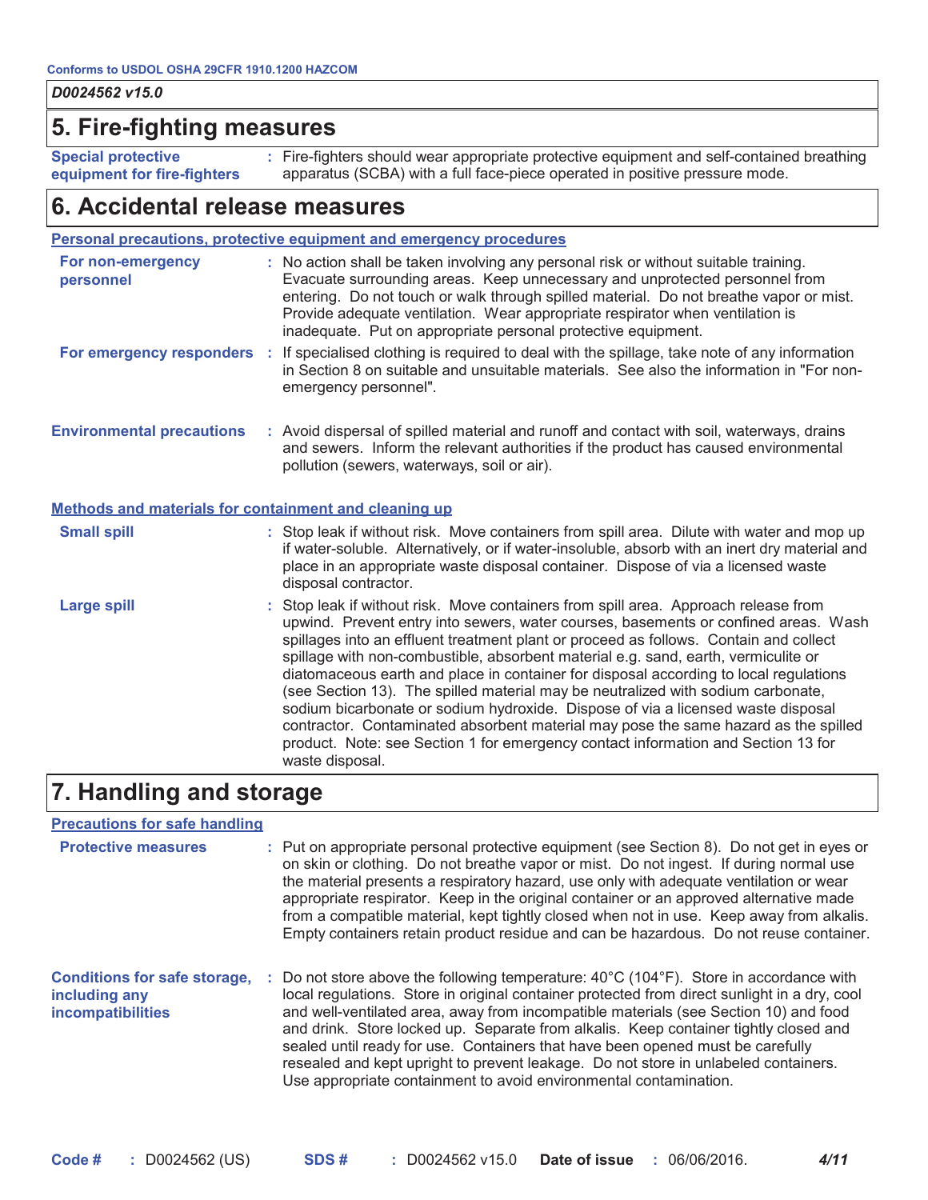## 5. Fire-fighting measures

**Special protective equipment for fire-fighters** : Fire-fighters should wear appropriate protective equipment and self-contained breathing apparatus (SCBA) with a full face-piece operated in positive pressure mode.

## 6. Accidental release measures

### Personal precautions, protective equipment and emergency procedures

**For non-emergency personnel** : No action shall be taken involving any personal risk or without suitable training. Evacuate surrounding areas. Keep unnecessary and unprotected personnel from entering. Do not touch or walk through spilled material. Do not breathe vapor or mist. Provide adequate ventilation. Wear appropriate respirator when ventilation is inadequate. Put on appropriate personal protective equipment.

**For emergency responders** : If specialised clothing is required to deal with the spillage, take note of any information in Section 8 on suitable and unsuitable materials. See also the information in "For non-emergency personnel".

**Environmental precautions** : Avoid dispersal of spilled material and runoff and contact with soil, waterways, drains and sewers. Inform the relevant authorities if the product has caused environmental pollution (sewers, waterways, soil or air).

### Methods and materials for containment and cleaning up

**Small spill** : Stop leak if without risk. Move containers from spill area. Dilute with water and mop up if water-soluble. Alternatively, or if water-insoluble, absorb with an inert dry material and place in an appropriate waste disposal container. Dispose of via a licensed waste disposal contractor.

**Large spill** : Stop leak if without risk. Move containers from spill area. Approach release from upwind. Prevent entry into sewers, water courses, basements or confined areas. Wash spillages into an effluent treatment plant or proceed as follows. Contain and collect spillage with non-combustible, absorbent material e.g. sand, earth, vermiculite or diatomaceous earth and place in container for disposal according to local regulations (see Section 13). The spilled material may be neutralized with sodium carbonate, sodium bicarbonate or sodium hydroxide. Dispose of via a licensed waste disposal contractor. Contaminated absorbent material may pose the same hazard as the spilled product. Note: see Section 1 for emergency contact information and Section 13 for waste disposal.

## 7. Handling and storage

### Precautions for safe handling

**Protective measures** : Put on appropriate personal protective equipment (see Section 8). Do not get in eyes or on skin or clothing. Do not breathe vapor or mist. Do not ingest. If during normal use the material presents a respiratory hazard, use only with adequate ventilation or wear appropriate respirator. Keep in the original container or an approved alternative made from a compatible material, kept tightly closed when not in use. Keep away from alkalis. Empty containers retain product residue and can be hazardous. Do not reuse container.

**Conditions for safe storage, including any incompatibilities** : Do not store above the following temperature: 40°C (104°F). Store in accordance with local regulations. Store in original container protected from direct sunlight in a dry, cool and well-ventilated area, away from incompatible materials (see Section 10) and food and drink. Store locked up. Separate from alkalis. Keep container tightly closed and sealed until ready for use. Containers that have been opened must be carefully resealed and kept upright to prevent leakage. Do not store in unlabeled containers. Use appropriate containment to avoid environmental contamination.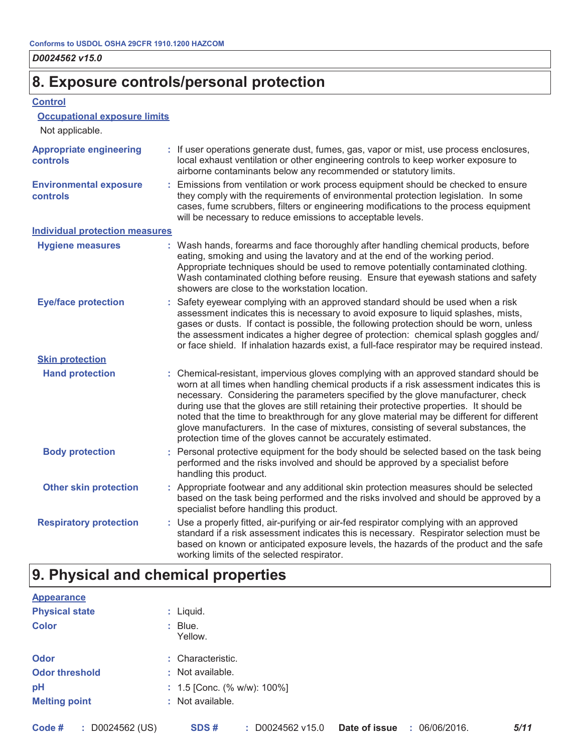## 8. Exposure controls/personal protection

### Control

#### Occupational exposure limits

Not applicable.

**Appropriate engineering controls** : If user operations generate dust, fumes, gas, vapor or mist, use process enclosures, local exhaust ventilation or other engineering controls to keep worker exposure to airborne contaminants below any recommended or statutory limits.

**Environmental exposure controls** : Emissions from ventilation or work process equipment should be checked to ensure they comply with the requirements of environmental protection legislation. In some cases, fume scrubbers, filters or engineering modifications to the process equipment will be necessary to reduce emissions to acceptable levels.

### Individual protection measures

**Hygiene measures** : Wash hands, forearms and face thoroughly after handling chemical products, before eating, smoking and using the lavatory and at the end of the working period. Appropriate techniques should be used to remove potentially contaminated clothing. Wash contaminated clothing before reusing. Ensure that eyewash stations and safety showers are close to the workstation location.

**Eye/face protection** : Safety eyewear complying with an approved standard should be used when a risk assessment indicates this is necessary to avoid exposure to liquid splashes, mists, gases or dusts. If contact is possible, the following protection should be worn, unless the assessment indicates a higher degree of protection: chemical splash goggles and/or face shield. If inhalation hazards exist, a full-face respirator may be required instead.

#### Skin protection

**Hand protection** : Chemical-resistant, impervious gloves complying with an approved standard should be worn at all times when handling chemical products if a risk assessment indicates this is necessary. Considering the parameters specified by the glove manufacturer, check during use that the gloves are still retaining their protective properties. It should be noted that the time to breakthrough for any glove material may be different for different glove manufacturers. In the case of mixtures, consisting of several substances, the protection time of the gloves cannot be accurately estimated.

**Body protection** : Personal protective equipment for the body should be selected based on the task being performed and the risks involved and should be approved by a specialist before handling this product.

**Other skin protection** : Appropriate footwear and any additional skin protection measures should be selected based on the task being performed and the risks involved and should be approved by a specialist before handling this product.

**Respiratory protection** : Use a properly fitted, air-purifying or air-fed respirator complying with an approved standard if a risk assessment indicates this is necessary. Respirator selection must be based on known or anticipated exposure levels, the hazards of the product and the safe working limits of the selected respirator.

## 9. Physical and chemical properties

### Appearance

**Physical state** : Liquid.

**Color** : Blue.
Yellow.

**Odor** : Characteristic.

**Odor threshold** : Not available.

**pH** : 1.5 [Conc. (% w/w): 100%]

**Melting point** : Not available.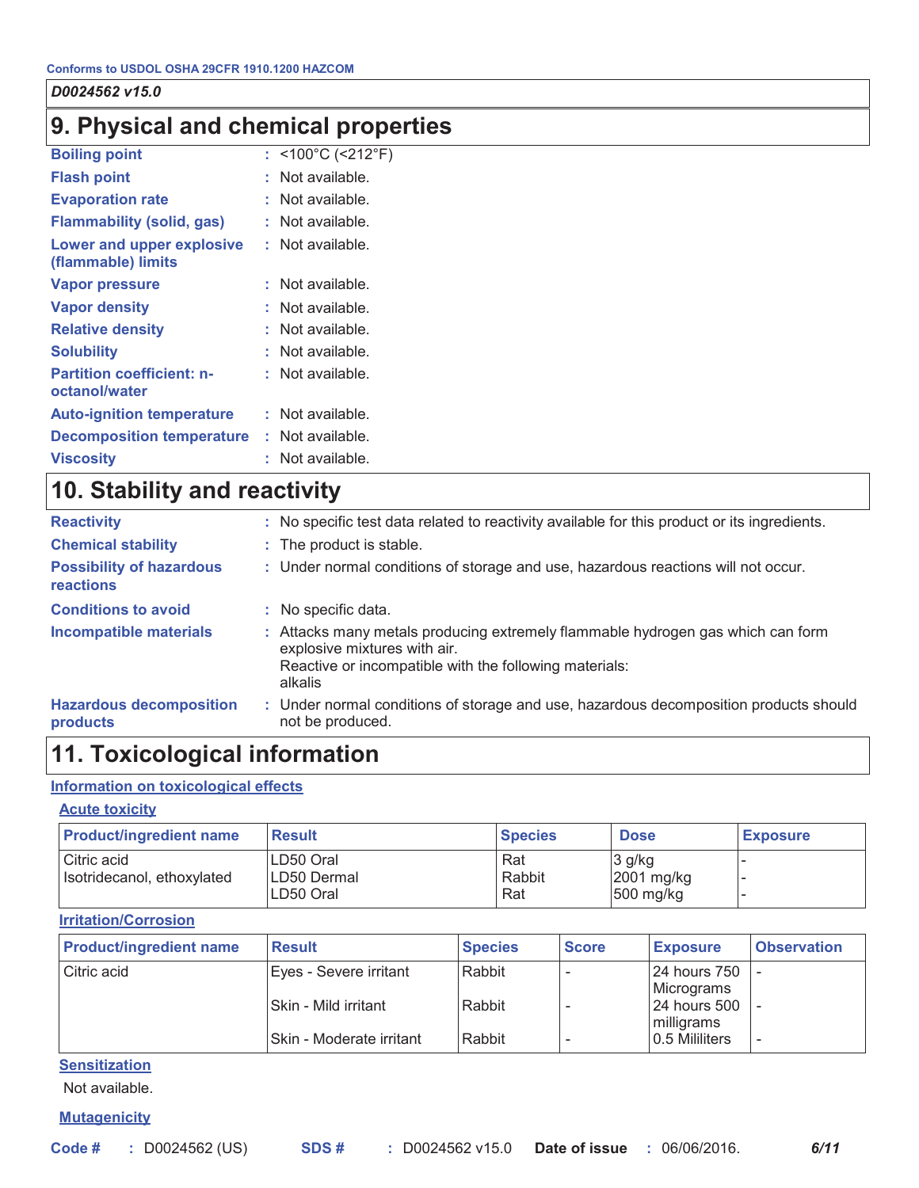## 9. Physical and chemical properties

| | |
|---|---|
| **Boiling point** | : <100°C (<212°F) |
| **Flash point** | : Not available. |
| **Evaporation rate** | : Not available. |
| **Flammability (solid, gas)** | : Not available. |
| **Lower and upper explosive (flammable) limits** | : Not available. |
| **Vapor pressure** | : Not available. |
| **Vapor density** | : Not available. |
| **Relative density** | : Not available. |
| **Solubility** | : Not available. |
| **Partition coefficient: n-octanol/water** | : Not available. |
| **Auto-ignition temperature** | : Not available. |
| **Decomposition temperature** | : Not available. |
| **Viscosity** | : Not available. |

## 10. Stability and reactivity

| | |
|---|---|
| **Reactivity** | : No specific test data related to reactivity available for this product or its ingredients. |
| **Chemical stability** | : The product is stable. |
| **Possibility of hazardous reactions** | : Under normal conditions of storage and use, hazardous reactions will not occur. |
| **Conditions to avoid** | : No specific data. |
| **Incompatible materials** | : Attacks many metals producing extremely flammable hydrogen gas which can form explosive mixtures with air. Reactive or incompatible with the following materials: alkalis |
| **Hazardous decomposition products** | : Under normal conditions of storage and use, hazardous decomposition products should not be produced. |

## 11. Toxicological information

### Information on toxicological effects

#### Acute toxicity

| Product/ingredient name | Result | Species | Dose | Exposure |
|---|---|---|---|---|
| Citric acid | LD50 Oral | Rat | 3 g/kg | - |
| Isotridecanol, ethoxylated | LD50 Dermal | Rabbit | 2001 mg/kg | - |
| | LD50 Oral | Rat | 500 mg/kg | - |

#### Irritation/Corrosion

| Product/ingredient name | Result | Species | Score | Exposure | Observation |
|---|---|---|---|---|---|
| Citric acid | Eyes - Severe irritant | Rabbit | - | 24 hours 750 Micrograms | - |
| | Skin - Mild irritant | Rabbit | - | 24 hours 500 milligrams | - |
| | Skin - Moderate irritant | Rabbit | - | 0.5 Mililiters | - |

#### Sensitization

Not available.

#### Mutagenicity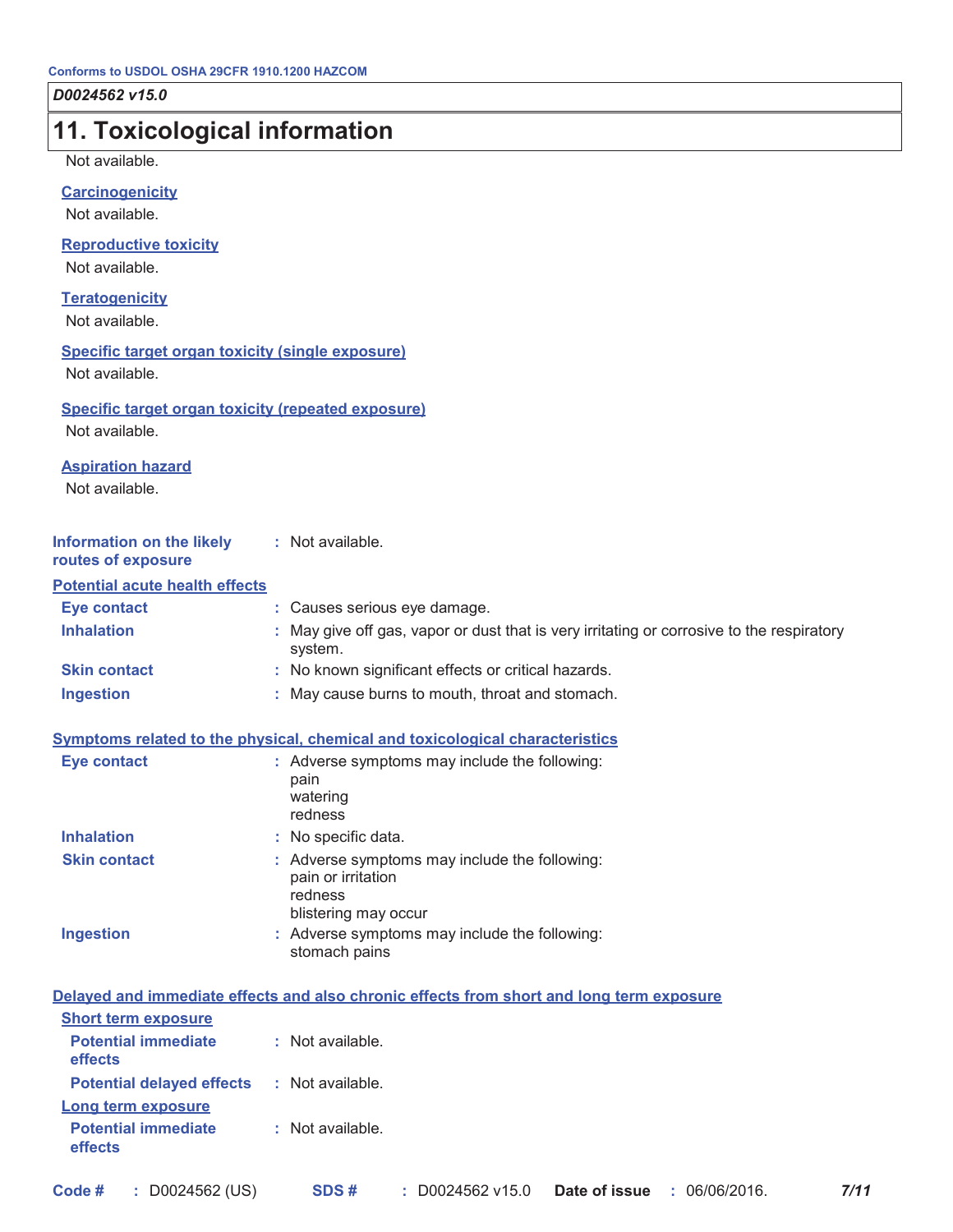## 11. Toxicological information

Not available.

**Carcinogenicity**

Not available.

**Reproductive toxicity**

Not available.

**Teratogenicity**

Not available.

**Specific target organ toxicity (single exposure)**

Not available.

**Specific target organ toxicity (repeated exposure)**

Not available.

**Aspiration hazard**

Not available.

**Information on the likely routes of exposure** : Not available.

**Potential acute health effects**

| | |
|---|---|
| **Eye contact** | : Causes serious eye damage. |
| **Inhalation** | : May give off gas, vapor or dust that is very irritating or corrosive to the respiratory system. |
| **Skin contact** | : No known significant effects or critical hazards. |
| **Ingestion** | : May cause burns to mouth, throat and stomach. |

**Symptoms related to the physical, chemical and toxicological characteristics**

| | |
|---|---|
| **Eye contact** | : Adverse symptoms may include the following: pain watering redness |
| **Inhalation** | : No specific data. |
| **Skin contact** | : Adverse symptoms may include the following: pain or irritation redness blistering may occur |
| **Ingestion** | : Adverse symptoms may include the following: stomach pains |

**Delayed and immediate effects and also chronic effects from short and long term exposure**

**Short term exposure**

| | |
|---|---|
| **Potential immediate effects** | : Not available. |
| **Potential delayed effects** | : Not available. |

**Long term exposure**

| | |
|---|---|
| **Potential immediate effects** | : Not available. |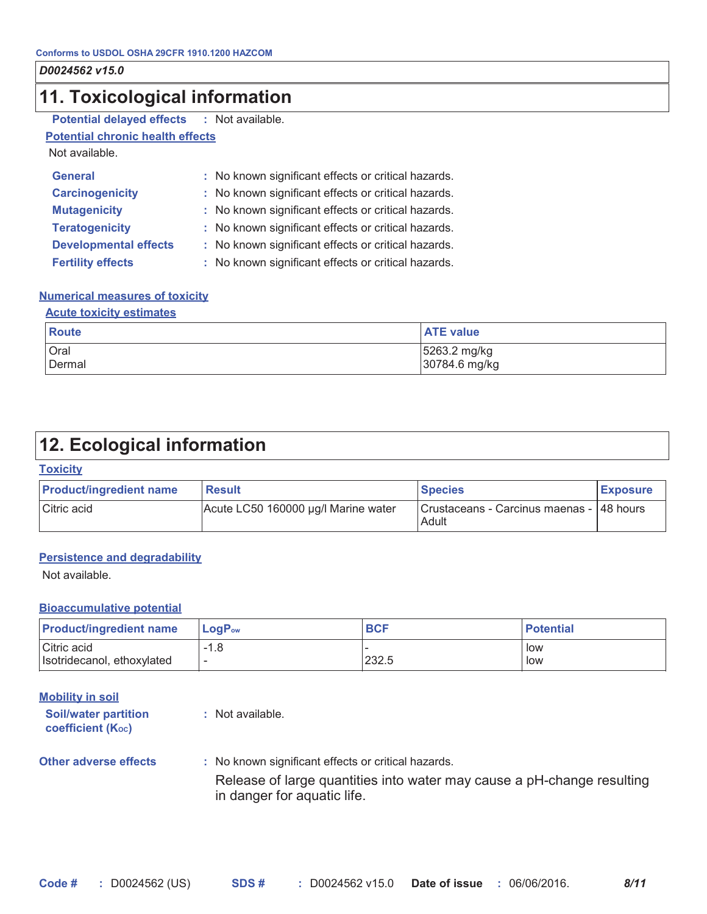## 11. Toxicological information

**Potential delayed effects** : Not available.

**Potential chronic health effects**

Not available.

**General** : No known significant effects or critical hazards.
**Carcinogenicity** : No known significant effects or critical hazards.
**Mutagenicity** : No known significant effects or critical hazards.
**Teratogenicity** : No known significant effects or critical hazards.
**Developmental effects** : No known significant effects or critical hazards.
**Fertility effects** : No known significant effects or critical hazards.

**Numerical measures of toxicity**

**Acute toxicity estimates**

| Route | ATE value |
|---|---|
| Oral | 5263.2 mg/kg |
| Dermal | 30784.6 mg/kg |

## 12. Ecological information

**Toxicity**

| Product/ingredient name | Result | Species | Exposure |
|---|---|---|---|
| Citric acid | Acute LC50 160000 µg/l Marine water | Crustaceans - Carcinus maenas - Adult | 48 hours |

**Persistence and degradability**

Not available.

**Bioaccumulative potential**

| Product/ingredient name | $LogP_{ow}$ | BCF | Potential |
|---|---|---|---|
| Citric acid | -1.8 | - | low |
| Isotridecanol, ethoxylated | - | 232.5 | low |

**Mobility in soil**

**Soil/water partition coefficient ($K_{OC}$)** : Not available.

**Other adverse effects** : No known significant effects or critical hazards.

Release of large quantities into water may cause a pH-change resulting in danger for aquatic life.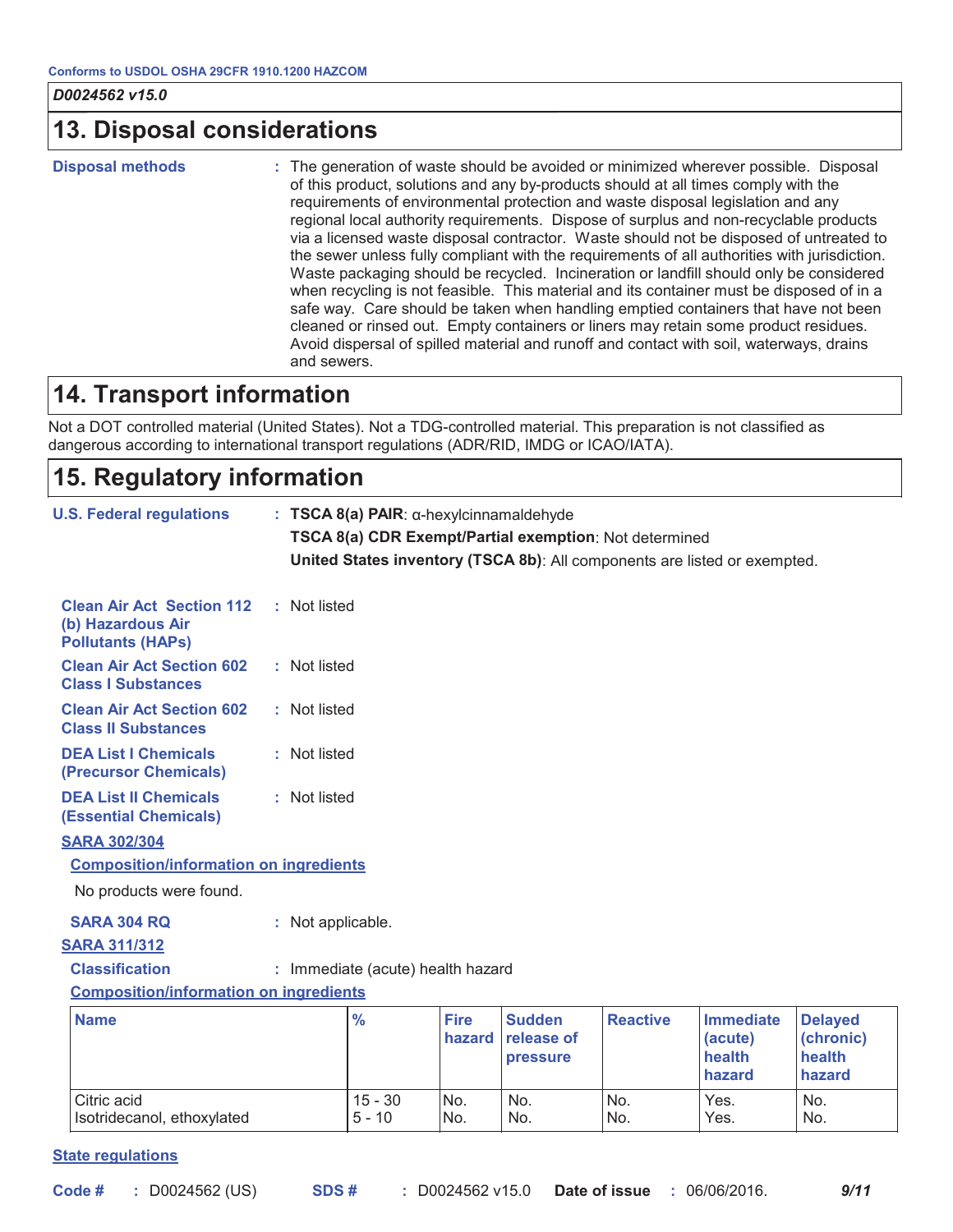## 13. Disposal considerations

**Disposal methods** : The generation of waste should be avoided or minimized wherever possible. Disposal of this product, solutions and any by-products should at all times comply with the requirements of environmental protection and waste disposal legislation and any regional local authority requirements. Dispose of surplus and non-recyclable products via a licensed waste disposal contractor. Waste should not be disposed of untreated to the sewer unless fully compliant with the requirements of all authorities with jurisdiction. Waste packaging should be recycled. Incineration or landfill should only be considered when recycling is not feasible. This material and its container must be disposed of in a safe way. Care should be taken when handling emptied containers that have not been cleaned or rinsed out. Empty containers or liners may retain some product residues. Avoid dispersal of spilled material and runoff and contact with soil, waterways, drains and sewers.

## 14. Transport information

Not a DOT controlled material (United States). Not a TDG-controlled material. This preparation is not classified as dangerous according to international transport regulations (ADR/RID, IMDG or ICAO/IATA).

## 15. Regulatory information

**U.S. Federal regulations** : **TSCA 8(a) PAIR**: α-hexylcinnamaldehyde

**TSCA 8(a) CDR Exempt/Partial exemption**: Not determined

**United States inventory (TSCA 8b)**: All components are listed or exempted.

**Clean Air Act Section 112 (b) Hazardous Air Pollutants (HAPs)** : Not listed

**Clean Air Act Section 602 Class I Substances** : Not listed

**Clean Air Act Section 602 Class II Substances** : Not listed

**DEA List I Chemicals (Precursor Chemicals)** : Not listed

**DEA List II Chemicals (Essential Chemicals)** : Not listed

**SARA 302/304**

**Composition/information on ingredients**

No products were found.

**SARA 304 RQ** : Not applicable.

**SARA 311/312**

**Classification** : Immediate (acute) health hazard

**Composition/information on ingredients**

| Name | % | Fire hazard | Sudden release of pressure | Reactive | Immediate (acute) health hazard | Delayed (chronic) health hazard |
|---|---|---|---|---|---|---|
| Citric acid | 15 - 30 | No. | No. | No. | Yes. | No. |
| Isotridecanol, ethoxylated | 5 - 10 | No. | No. | No. | Yes. | No. |

**State regulations**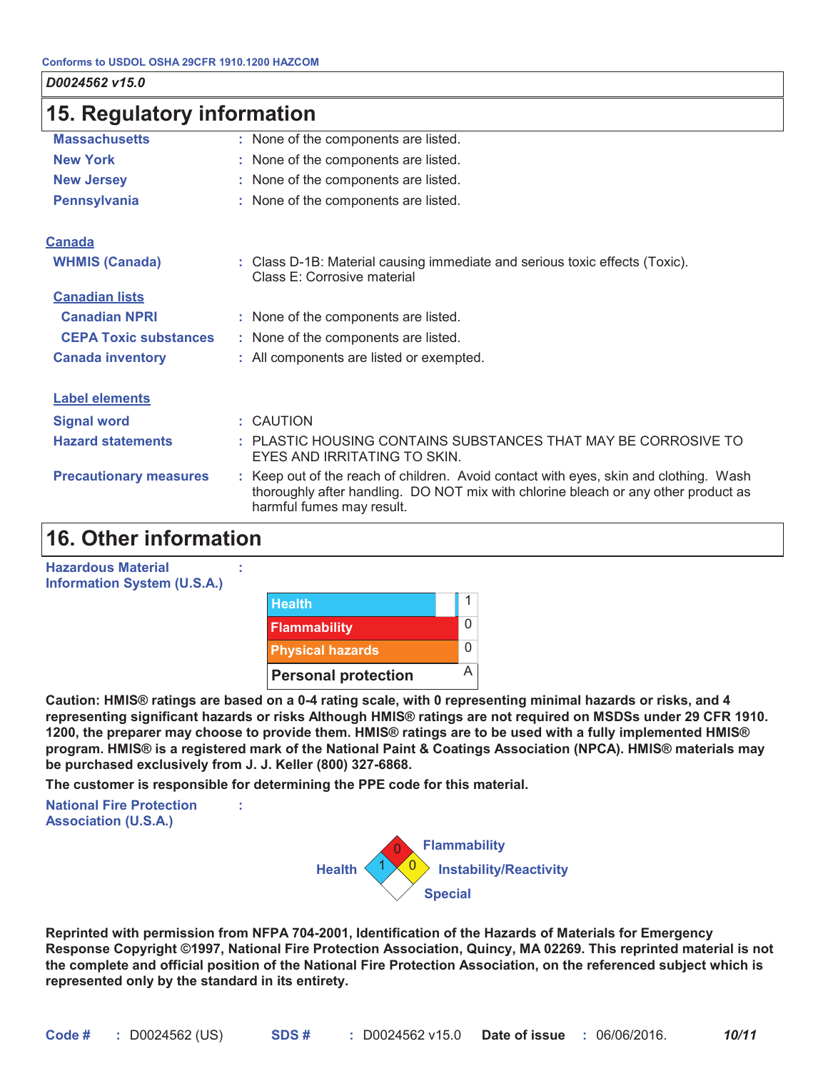Conforms to USDOL OSHA 29CFR 1910.1200 HAZCOM

*D0024562 v15.0*

## 15. Regulatory information

| | |
|---|---|
| **Massachusetts** | : None of the components are listed. |
| **New York** | : None of the components are listed. |
| **New Jersey** | : None of the components are listed. |
| **Pennsylvania** | : None of the components are listed. |

**Canada**

| | |
|---|---|
| **WHMIS (Canada)** | : Class D-1B: Material causing immediate and serious toxic effects (Toxic). Class E: Corrosive material |

**Canadian lists**

| | |
|---|---|
| **Canadian NPRI** | : None of the components are listed. |
| **CEPA Toxic substances** | : None of the components are listed. |
| **Canada inventory** | : All components are listed or exempted. |

**Label elements**

| | |
|---|---|
| **Signal word** | : CAUTION |
| **Hazard statements** | : PLASTIC HOUSING CONTAINS SUBSTANCES THAT MAY BE CORROSIVE TO EYES AND IRRITATING TO SKIN. |
| **Precautionary measures** | : Keep out of the reach of children. Avoid contact with eyes, skin and clothing. Wash thoroughly after handling. DO NOT mix with chlorine bleach or any other product as harmful fumes may result. |

## 16. Other information

**Hazardous Material Information System (U.S.A.)** :

| | |
|---|---|
| Health | 1 |
| Flammability | 0 |
| Physical hazards | 0 |
| Personal protection | A |

**Caution: HMIS® ratings are based on a 0-4 rating scale, with 0 representing minimal hazards or risks, and 4 representing significant hazards or risks Although HMIS® ratings are not required on MSDSs under 29 CFR 1910. 1200, the preparer may choose to provide them. HMIS® ratings are to be used with a fully implemented HMIS® program. HMIS® is a registered mark of the National Paint & Coatings Association (NPCA). HMIS® materials may be purchased exclusively from J. J. Keller (800) 327-6868.**

**The customer is responsible for determining the PPE code for this material.**

**National Fire Protection Association (U.S.A.)** :

| | |
|---|---|
| Health | 1 |
| Flammability | 0 |
| Instability/Reactivity | 0 |
| Special | |

**Reprinted with permission from NFPA 704-2001, Identification of the Hazards of Materials for Emergency Response Copyright ©1997, National Fire Protection Association, Quincy, MA 02269. This reprinted material is not the complete and official position of the National Fire Protection Association, on the referenced subject which is represented only by the standard in its entirety.**

**Code #** : D0024562 (US) **SDS #** : D0024562 v15.0 **Date of issue** : 06/06/2016.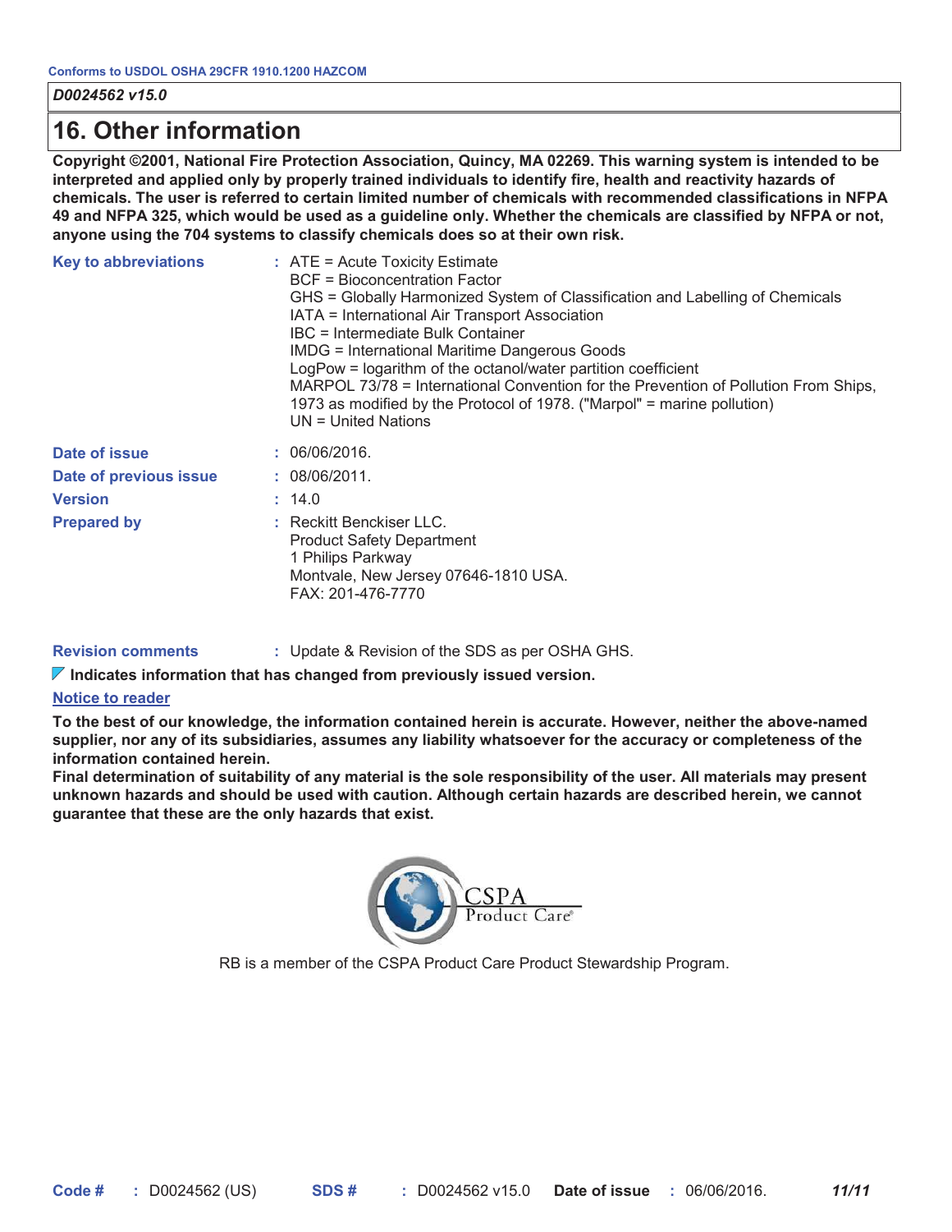Conforms to USDOL OSHA 29CFR 1910.1200 HAZCOM

*D0024562 v15.0*

## 16. Other information

**Copyright ©2001, National Fire Protection Association, Quincy, MA 02269. This warning system is intended to be interpreted and applied only by properly trained individuals to identify fire, health and reactivity hazards of chemicals. The user is referred to certain limited number of chemicals with recommended classifications in NFPA 49 and NFPA 325, which would be used as a guideline only. Whether the chemicals are classified by NFPA or not, anyone using the 704 systems to classify chemicals does so at their own risk.**

**Key to abbreviations** : ATE = Acute Toxicity Estimate
BCF = Bioconcentration Factor
GHS = Globally Harmonized System of Classification and Labelling of Chemicals
IATA = International Air Transport Association
IBC = Intermediate Bulk Container
IMDG = International Maritime Dangerous Goods
LogPow = logarithm of the octanol/water partition coefficient
MARPOL 73/78 = International Convention for the Prevention of Pollution From Ships, 1973 as modified by the Protocol of 1978. ("Marpol" = marine pollution)
UN = United Nations

**Date of issue** : 06/06/2016.

**Date of previous issue** : 08/06/2011.

**Version** : 14.0

**Prepared by** : Reckitt Benckiser LLC.
Product Safety Department
1 Philips Parkway
Montvale, New Jersey 07646-1810 USA.
FAX: 201-476-7770

**Revision comments** : Update & Revision of the SDS as per OSHA GHS.

**Indicates information that has changed from previously issued version.**

**Notice to reader**

**To the best of our knowledge, the information contained herein is accurate. However, neither the above-named supplier, nor any of its subsidiaries, assumes any liability whatsoever for the accuracy or completeness of the information contained herein.**
**Final determination of suitability of any material is the sole responsibility of the user. All materials may present unknown hazards and should be used with caution. Although certain hazards are described herein, we cannot guarantee that these are the only hazards that exist.**

CSPA Product Care®

RB is a member of the CSPA Product Care Product Stewardship Program.